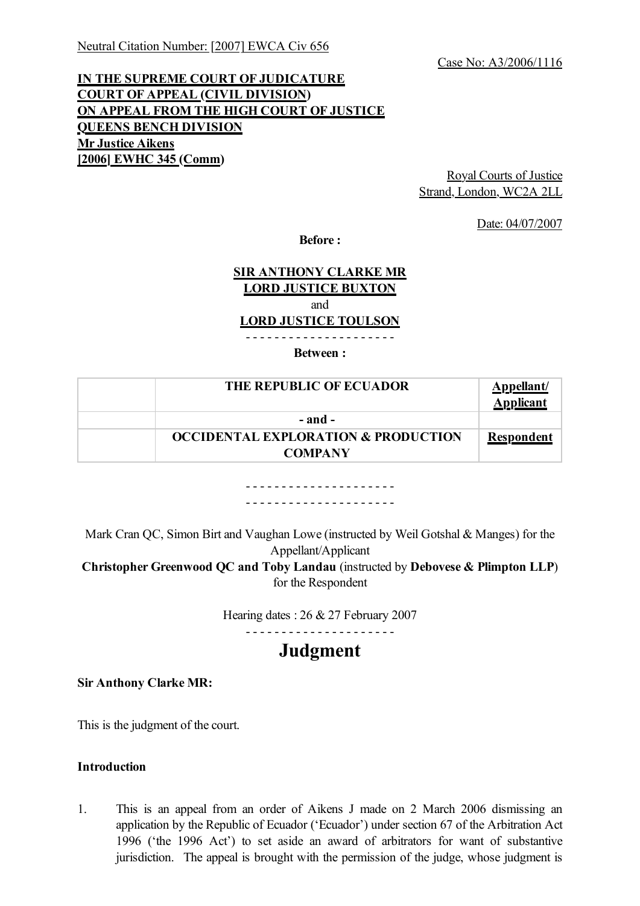Neutral Citation Number: [2007] EWCA Civ 656

Case No: A3/2006/1116

**IN THE SUPREME COURT OF JUDICATURE**
**COURT OF APPEAL (CIVIL DIVISION)**
**ON APPEAL FROM THE HIGH COURT OF JUSTICE**
**QUEENS BENCH DIVISION**
**Mr Justice Aikens**
**[2006] EWHC 345 (Comm)**

Royal Courts of Justice
Strand, London, WC2A 2LL

Date: 04/07/2007

**Before :**

**SIR ANTHONY CLARKE MR**
**LORD JUSTICE BUXTON**
and
**LORD JUSTICE TOULSON**

- - - - - - - - - - - - - - - - - - - - -

**Between :**

| | | |
|---|---|---|
| | **THE REPUBLIC OF ECUADOR** | **Appellant/ Applicant** |
| | **- and -** | |
| | **OCCIDENTAL EXPLORATION & PRODUCTION COMPANY** | **Respondent** |

- - - - - - - - - - - - - - - - - - - - -
- - - - - - - - - - - - - - - - - - - - -

Mark Cran QC, Simon Birt and Vaughan Lowe (instructed by Weil Gotshal & Manges) for the Appellant/Applicant
**Christopher Greenwood QC and Toby Landau** (instructed by **Debovese & Plimpton LLP**) for the Respondent

Hearing dates : 26 & 27 February 2007

- - - - - - - - - - - - - - - - - - - - -

# Judgment

**Sir Anthony Clarke MR:**

This is the judgment of the court.

**Introduction**

1. This is an appeal from an order of Aikens J made on 2 March 2006 dismissing an application by the Republic of Ecuador ('Ecuador') under section 67 of the Arbitration Act 1996 ('the 1996 Act') to set aside an award of arbitrators for want of substantive jurisdiction. The appeal is brought with the permission of the judge, whose judgment is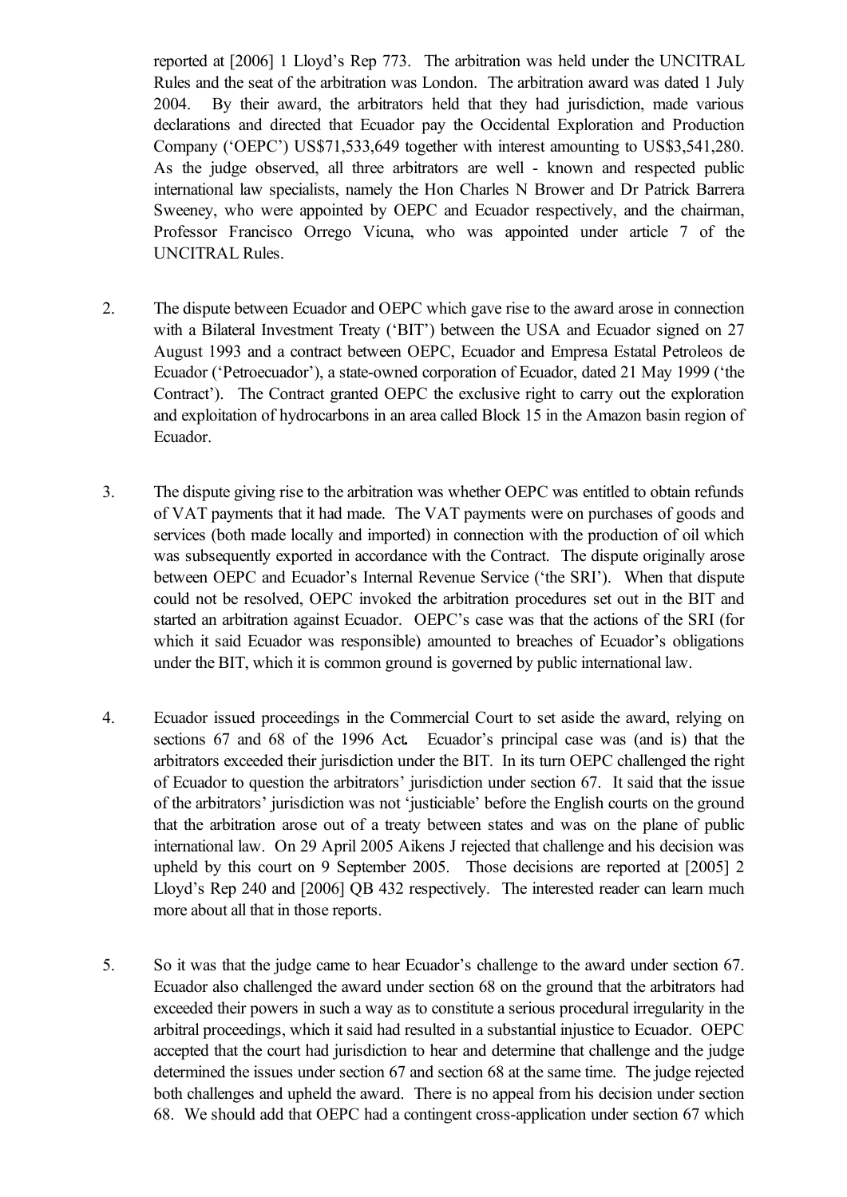reported at [2006] 1 Lloyd's Rep 773. The arbitration was held under the UNCITRAL Rules and the seat of the arbitration was London. The arbitration award was dated 1 July 2004. By their award, the arbitrators held that they had jurisdiction, made various declarations and directed that Ecuador pay the Occidental Exploration and Production Company ('OEPC') US$71,533,649 together with interest amounting to US$3,541,280. As the judge observed, all three arbitrators are well - known and respected public international law specialists, namely the Hon Charles N Brower and Dr Patrick Barrera Sweeney, who were appointed by OEPC and Ecuador respectively, and the chairman, Professor Francisco Orrego Vicuna, who was appointed under article 7 of the UNCITRAL Rules.

2. The dispute between Ecuador and OEPC which gave rise to the award arose in connection with a Bilateral Investment Treaty ('BIT') between the USA and Ecuador signed on 27 August 1993 and a contract between OEPC, Ecuador and Empresa Estatal Petroleos de Ecuador ('Petroecuador'), a state-owned corporation of Ecuador, dated 21 May 1999 ('the Contract'). The Contract granted OEPC the exclusive right to carry out the exploration and exploitation of hydrocarbons in an area called Block 15 in the Amazon basin region of Ecuador.

3. The dispute giving rise to the arbitration was whether OEPC was entitled to obtain refunds of VAT payments that it had made. The VAT payments were on purchases of goods and services (both made locally and imported) in connection with the production of oil which was subsequently exported in accordance with the Contract. The dispute originally arose between OEPC and Ecuador's Internal Revenue Service ('the SRI'). When that dispute could not be resolved, OEPC invoked the arbitration procedures set out in the BIT and started an arbitration against Ecuador. OEPC's case was that the actions of the SRI (for which it said Ecuador was responsible) amounted to breaches of Ecuador's obligations under the BIT, which it is common ground is governed by public international law.

4. Ecuador issued proceedings in the Commercial Court to set aside the award, relying on sections 67 and 68 of the 1996 Act**.** Ecuador's principal case was (and is) that the arbitrators exceeded their jurisdiction under the BIT. In its turn OEPC challenged the right of Ecuador to question the arbitrators' jurisdiction under section 67. It said that the issue of the arbitrators' jurisdiction was not 'justiciable' before the English courts on the ground that the arbitration arose out of a treaty between states and was on the plane of public international law. On 29 April 2005 Aikens J rejected that challenge and his decision was upheld by this court on 9 September 2005. Those decisions are reported at [2005] 2 Lloyd's Rep 240 and [2006] QB 432 respectively. The interested reader can learn much more about all that in those reports.

5. So it was that the judge came to hear Ecuador's challenge to the award under section 67. Ecuador also challenged the award under section 68 on the ground that the arbitrators had exceeded their powers in such a way as to constitute a serious procedural irregularity in the arbitral proceedings, which it said had resulted in a substantial injustice to Ecuador. OEPC accepted that the court had jurisdiction to hear and determine that challenge and the judge determined the issues under section 67 and section 68 at the same time. The judge rejected both challenges and upheld the award. There is no appeal from his decision under section 68. We should add that OEPC had a contingent cross-application under section 67 which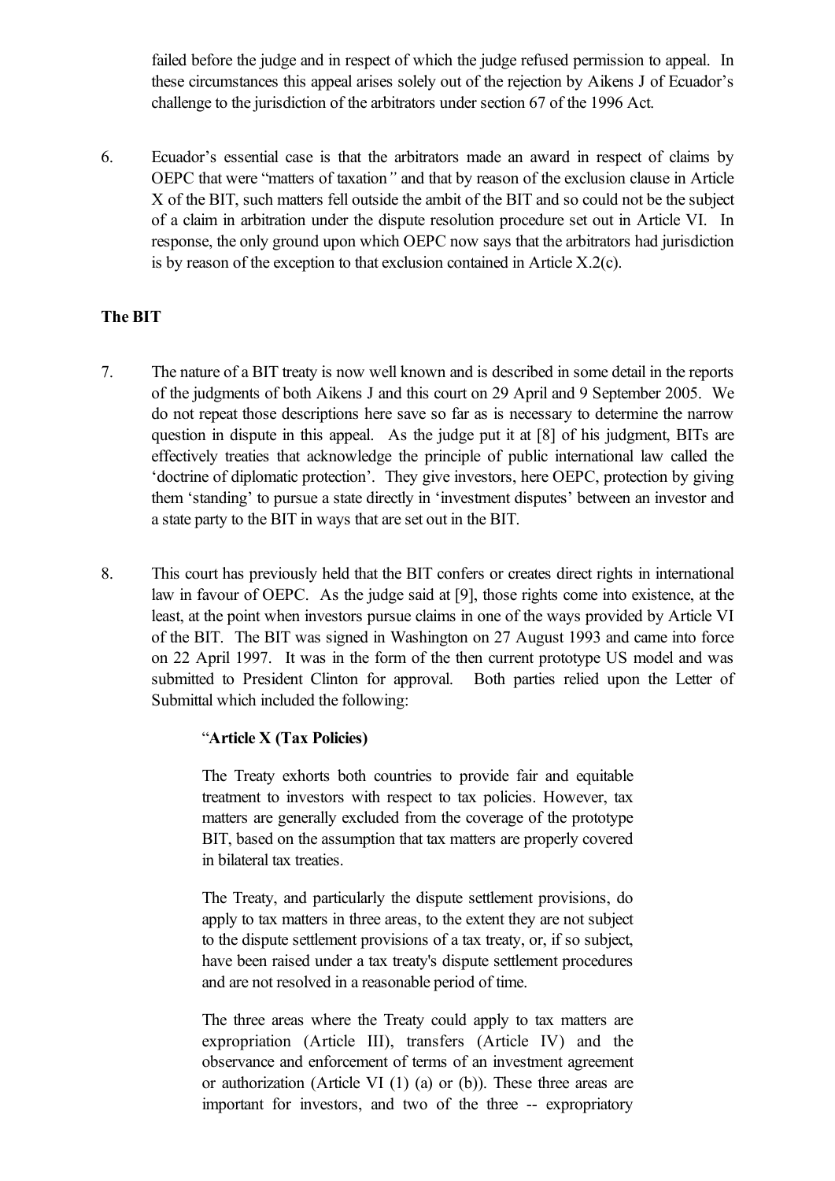failed before the judge and in respect of which the judge refused permission to appeal. In these circumstances this appeal arises solely out of the rejection by Aikens J of Ecuador's challenge to the jurisdiction of the arbitrators under section 67 of the 1996 Act.

6. Ecuador's essential case is that the arbitrators made an award in respect of claims by OEPC that were "matters of taxation" and that by reason of the exclusion clause in Article X of the BIT, such matters fell outside the ambit of the BIT and so could not be the subject of a claim in arbitration under the dispute resolution procedure set out in Article VI. In response, the only ground upon which OEPC now says that the arbitrators had jurisdiction is by reason of the exception to that exclusion contained in Article X.2(c).

**The BIT**

7. The nature of a BIT treaty is now well known and is described in some detail in the reports of the judgments of both Aikens J and this court on 29 April and 9 September 2005. We do not repeat those descriptions here save so far as is necessary to determine the narrow question in dispute in this appeal. As the judge put it at [8] of his judgment, BITs are effectively treaties that acknowledge the principle of public international law called the 'doctrine of diplomatic protection'. They give investors, here OEPC, protection by giving them 'standing' to pursue a state directly in 'investment disputes' between an investor and a state party to the BIT in ways that are set out in the BIT.

8. This court has previously held that the BIT confers or creates direct rights in international law in favour of OEPC. As the judge said at [9], those rights come into existence, at the least, at the point when investors pursue claims in one of the ways provided by Article VI of the BIT. The BIT was signed in Washington on 27 August 1993 and came into force on 22 April 1997. It was in the form of the then current prototype US model and was submitted to President Clinton for approval. Both parties relied upon the Letter of Submittal which included the following:

> "**Article X (Tax Policies)**
>
> The Treaty exhorts both countries to provide fair and equitable treatment to investors with respect to tax policies. However, tax matters are generally excluded from the coverage of the prototype BIT, based on the assumption that tax matters are properly covered in bilateral tax treaties.
>
> The Treaty, and particularly the dispute settlement provisions, do apply to tax matters in three areas, to the extent they are not subject to the dispute settlement provisions of a tax treaty, or, if so subject, have been raised under a tax treaty's dispute settlement procedures and are not resolved in a reasonable period of time.
>
> The three areas where the Treaty could apply to tax matters are expropriation (Article III), transfers (Article IV) and the observance and enforcement of terms of an investment agreement or authorization (Article VI (1) (a) or (b)). These three areas are important for investors, and two of the three -- expropriatory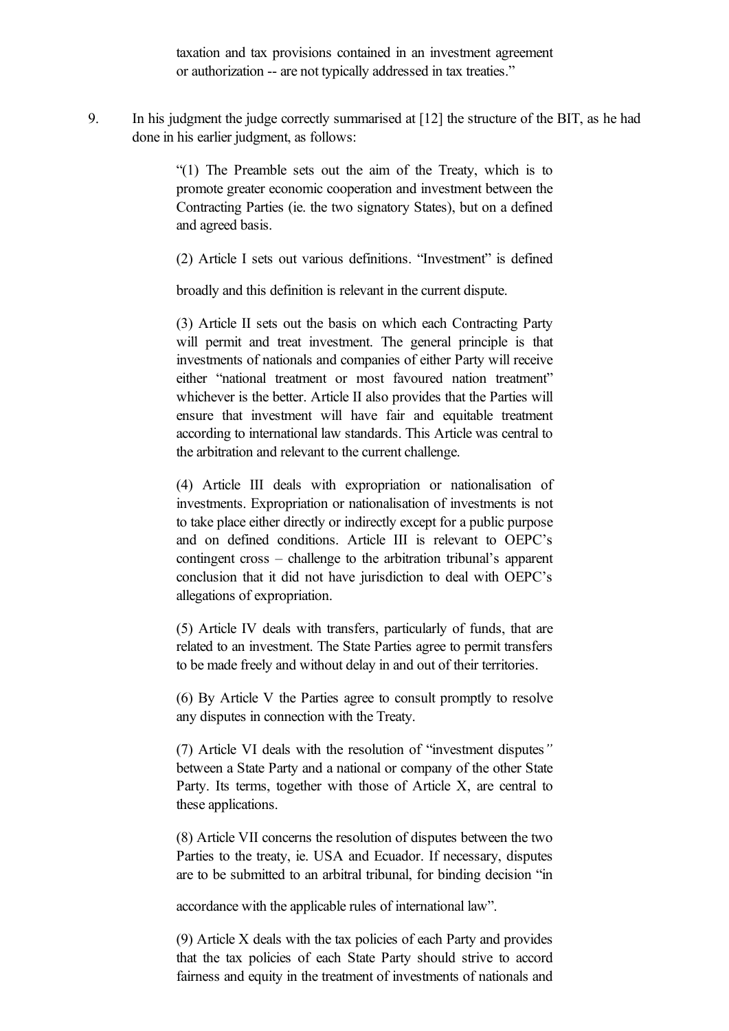taxation and tax provisions contained in an investment agreement or authorization -- are not typically addressed in tax treaties."

9. In his judgment the judge correctly summarised at [12] the structure of the BIT, as he had done in his earlier judgment, as follows:

> "(1) The Preamble sets out the aim of the Treaty, which is to promote greater economic cooperation and investment between the Contracting Parties (ie. the two signatory States), but on a defined and agreed basis.
>
> (2) Article I sets out various definitions. "Investment" is defined broadly and this definition is relevant in the current dispute.
>
> (3) Article II sets out the basis on which each Contracting Party will permit and treat investment. The general principle is that investments of nationals and companies of either Party will receive either "national treatment or most favoured nation treatment" whichever is the better. Article II also provides that the Parties will ensure that investment will have fair and equitable treatment according to international law standards. This Article was central to the arbitration and relevant to the current challenge.
>
> (4) Article III deals with expropriation or nationalisation of investments. Expropriation or nationalisation of investments is not to take place either directly or indirectly except for a public purpose and on defined conditions. Article III is relevant to OEPC's contingent cross – challenge to the arbitration tribunal's apparent conclusion that it did not have jurisdiction to deal with OEPC's allegations of expropriation.
>
> (5) Article IV deals with transfers, particularly of funds, that are related to an investment. The State Parties agree to permit transfers to be made freely and without delay in and out of their territories.
>
> (6) By Article V the Parties agree to consult promptly to resolve any disputes in connection with the Treaty.
>
> (7) Article VI deals with the resolution of "investment disputes" between a State Party and a national or company of the other State Party. Its terms, together with those of Article X, are central to these applications.
>
> (8) Article VII concerns the resolution of disputes between the two Parties to the treaty, ie. USA and Ecuador. If necessary, disputes are to be submitted to an arbitral tribunal, for binding decision "in accordance with the applicable rules of international law".
>
> (9) Article X deals with the tax policies of each Party and provides that the tax policies of each State Party should strive to accord fairness and equity in the treatment of investments of nationals and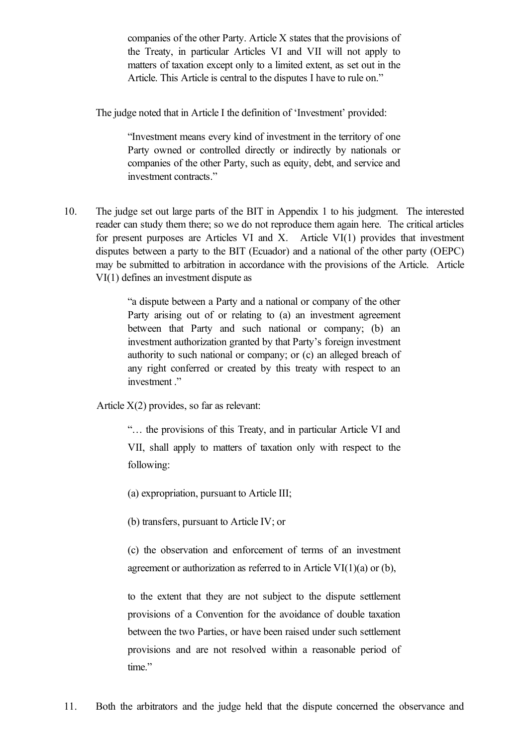> companies of the other Party. Article X states that the provisions of the Treaty, in particular Articles VI and VII will not apply to matters of taxation except only to a limited extent, as set out in the Article. This Article is central to the disputes I have to rule on."

The judge noted that in Article I the definition of 'Investment' provided:

> "Investment means every kind of investment in the territory of one Party owned or controlled directly or indirectly by nationals or companies of the other Party, such as equity, debt, and service and investment contracts."

10. The judge set out large parts of the BIT in Appendix 1 to his judgment. The interested reader can study them there; so we do not reproduce them again here. The critical articles for present purposes are Articles VI and X. Article VI(1) provides that investment disputes between a party to the BIT (Ecuador) and a national of the other party (OEPC) may be submitted to arbitration in accordance with the provisions of the Article. Article VI(1) defines an investment dispute as

> "a dispute between a Party and a national or company of the other Party arising out of or relating to (a) an investment agreement between that Party and such national or company; (b) an investment authorization granted by that Party's foreign investment authority to such national or company; or (c) an alleged breach of any right conferred or created by this treaty with respect to an investment ."

Article X(2) provides, so far as relevant:

> "… the provisions of this Treaty, and in particular Article VI and VII, shall apply to matters of taxation only with respect to the following:
>
> (a) expropriation, pursuant to Article III;
>
> (b) transfers, pursuant to Article IV; or
>
> (c) the observation and enforcement of terms of an investment agreement or authorization as referred to in Article VI(1)(a) or (b),
>
> to the extent that they are not subject to the dispute settlement provisions of a Convention for the avoidance of double taxation between the two Parties, or have been raised under such settlement provisions and are not resolved within a reasonable period of time."

11. Both the arbitrators and the judge held that the dispute concerned the observance and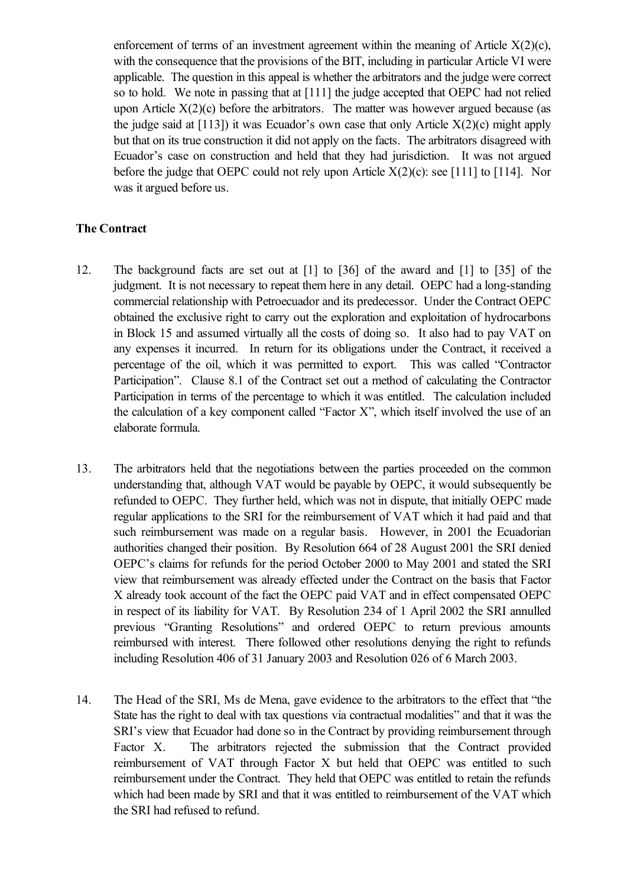enforcement of terms of an investment agreement within the meaning of Article X(2)(c), with the consequence that the provisions of the BIT, including in particular Article VI were applicable. The question in this appeal is whether the arbitrators and the judge were correct so to hold. We note in passing that at [111] the judge accepted that OEPC had not relied upon Article X(2)(c) before the arbitrators. The matter was however argued because (as the judge said at [113]) it was Ecuador's own case that only Article X(2)(c) might apply but that on its true construction it did not apply on the facts. The arbitrators disagreed with Ecuador's case on construction and held that they had jurisdiction. It was not argued before the judge that OEPC could not rely upon Article X(2)(c): see [111] to [114]. Nor was it argued before us.

**The Contract**

12. The background facts are set out at [1] to [36] of the award and [1] to [35] of the judgment. It is not necessary to repeat them here in any detail. OEPC had a long-standing commercial relationship with Petroecuador and its predecessor. Under the Contract OEPC obtained the exclusive right to carry out the exploration and exploitation of hydrocarbons in Block 15 and assumed virtually all the costs of doing so. It also had to pay VAT on any expenses it incurred. In return for its obligations under the Contract, it received a percentage of the oil, which it was permitted to export. This was called "Contractor Participation". Clause 8.1 of the Contract set out a method of calculating the Contractor Participation in terms of the percentage to which it was entitled. The calculation included the calculation of a key component called "Factor X", which itself involved the use of an elaborate formula.

13. The arbitrators held that the negotiations between the parties proceeded on the common understanding that, although VAT would be payable by OEPC, it would subsequently be refunded to OEPC. They further held, which was not in dispute, that initially OEPC made regular applications to the SRI for the reimbursement of VAT which it had paid and that such reimbursement was made on a regular basis. However, in 2001 the Ecuadorian authorities changed their position. By Resolution 664 of 28 August 2001 the SRI denied OEPC's claims for refunds for the period October 2000 to May 2001 and stated the SRI view that reimbursement was already effected under the Contract on the basis that Factor X already took account of the fact the OEPC paid VAT and in effect compensated OEPC in respect of its liability for VAT. By Resolution 234 of 1 April 2002 the SRI annulled previous "Granting Resolutions" and ordered OEPC to return previous amounts reimbursed with interest. There followed other resolutions denying the right to refunds including Resolution 406 of 31 January 2003 and Resolution 026 of 6 March 2003.

14. The Head of the SRI, Ms de Mena, gave evidence to the arbitrators to the effect that "the State has the right to deal with tax questions via contractual modalities" and that it was the SRI's view that Ecuador had done so in the Contract by providing reimbursement through Factor X. The arbitrators rejected the submission that the Contract provided reimbursement of VAT through Factor X but held that OEPC was entitled to such reimbursement under the Contract. They held that OEPC was entitled to retain the refunds which had been made by SRI and that it was entitled to reimbursement of the VAT which the SRI had refused to refund.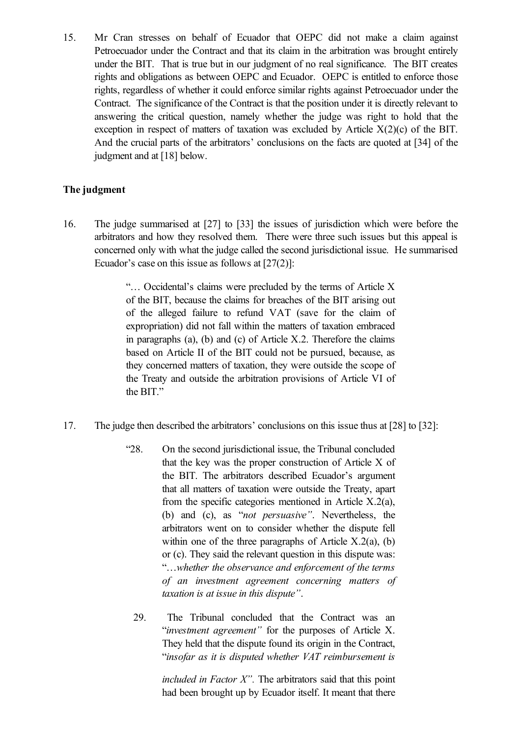15. Mr Cran stresses on behalf of Ecuador that OEPC did not make a claim against Petroecuador under the Contract and that its claim in the arbitration was brought entirely under the BIT. That is true but in our judgment of no real significance. The BIT creates rights and obligations as between OEPC and Ecuador. OEPC is entitled to enforce those rights, regardless of whether it could enforce similar rights against Petroecuador under the Contract. The significance of the Contract is that the position under it is directly relevant to answering the critical question, namely whether the judge was right to hold that the exception in respect of matters of taxation was excluded by Article X(2)(c) of the BIT. And the crucial parts of the arbitrators' conclusions on the facts are quoted at [34] of the judgment and at [18] below.

**The judgment**

16. The judge summarised at [27] to [33] the issues of jurisdiction which were before the arbitrators and how they resolved them. There were three such issues but this appeal is concerned only with what the judge called the second jurisdictional issue. He summarised Ecuador's case on this issue as follows at [27(2)]:

> "… Occidental's claims were precluded by the terms of Article X of the BIT, because the claims for breaches of the BIT arising out of the alleged failure to refund VAT (save for the claim of expropriation) did not fall within the matters of taxation embraced in paragraphs (a), (b) and (c) of Article X.2. Therefore the claims based on Article II of the BIT could not be pursued, because, as they concerned matters of taxation, they were outside the scope of the Treaty and outside the arbitration provisions of Article VI of the BIT."

17. The judge then described the arbitrators' conclusions on this issue thus at [28] to [32]:

> "28. On the second jurisdictional issue, the Tribunal concluded that the key was the proper construction of Article X of the BIT. The arbitrators described Ecuador's argument that all matters of taxation were outside the Treaty, apart from the specific categories mentioned in Article X.2(a), (b) and (c), as "*not persuasive*". Nevertheless, the arbitrators went on to consider whether the dispute fell within one of the three paragraphs of Article X.2(a), (b) or (c). They said the relevant question in this dispute was: "*…whether the observance and enforcement of the terms of an investment agreement concerning matters of taxation is at issue in this dispute*".
>
> 29. The Tribunal concluded that the Contract was an "*investment agreement*" for the purposes of Article X. They held that the dispute found its origin in the Contract, "*insofar as it is disputed whether VAT reimbursement is included in Factor X*". The arbitrators said that this point had been brought up by Ecuador itself. It meant that there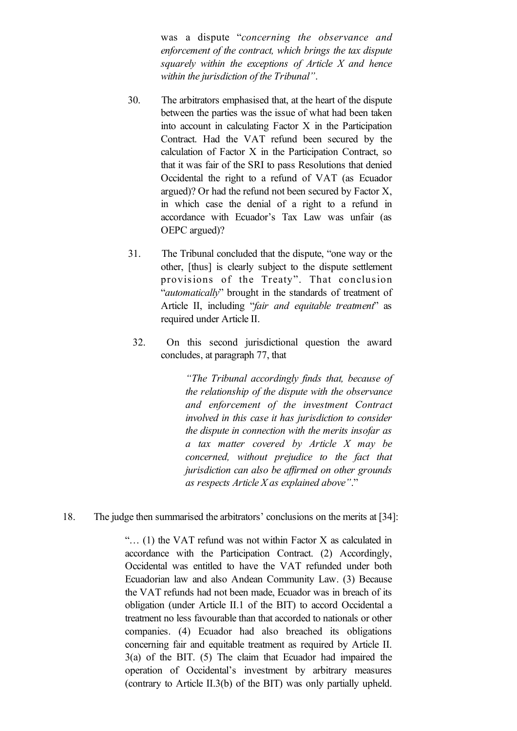was a dispute "*concerning the observance and enforcement of the contract, which brings the tax dispute squarely within the exceptions of Article X and hence within the jurisdiction of the Tribunal"*.

> 30. The arbitrators emphasised that, at the heart of the dispute between the parties was the issue of what had been taken into account in calculating Factor X in the Participation Contract. Had the VAT refund been secured by the calculation of Factor X in the Participation Contract, so that it was fair of the SRI to pass Resolutions that denied Occidental the right to a refund of VAT (as Ecuador argued)? Or had the refund not been secured by Factor X, in which case the denial of a right to a refund in accordance with Ecuador's Tax Law was unfair (as OEPC argued)?
>
> 31. The Tribunal concluded that the dispute, "one way or the other, [thus] is clearly subject to the dispute settlement provisions of the Treaty". That conclusion "*automatically*" brought in the standards of treatment of Article II, including "*fair and equitable treatment*" as required under Article II.
>
> 32. On this second jurisdictional question the award concludes, at paragraph 77, that
>
> > *"The Tribunal accordingly finds that, because of the relationship of the dispute with the observance and enforcement of the investment Contract involved in this case it has jurisdiction to consider the dispute in connection with the merits insofar as a tax matter covered by Article X may be concerned, without prejudice to the fact that jurisdiction can also be affirmed on other grounds as respects Article X as explained above"*."

18. The judge then summarised the arbitrators' conclusions on the merits at [34]:

> "… (1) the VAT refund was not within Factor X as calculated in accordance with the Participation Contract. (2) Accordingly, Occidental was entitled to have the VAT refunded under both Ecuadorian law and also Andean Community Law. (3) Because the VAT refunds had not been made, Ecuador was in breach of its obligation (under Article II.1 of the BIT) to accord Occidental a treatment no less favourable than that accorded to nationals or other companies. (4) Ecuador had also breached its obligations concerning fair and equitable treatment as required by Article II. 3(a) of the BIT. (5) The claim that Ecuador had impaired the operation of Occidental's investment by arbitrary measures (contrary to Article II.3(b) of the BIT) was only partially upheld.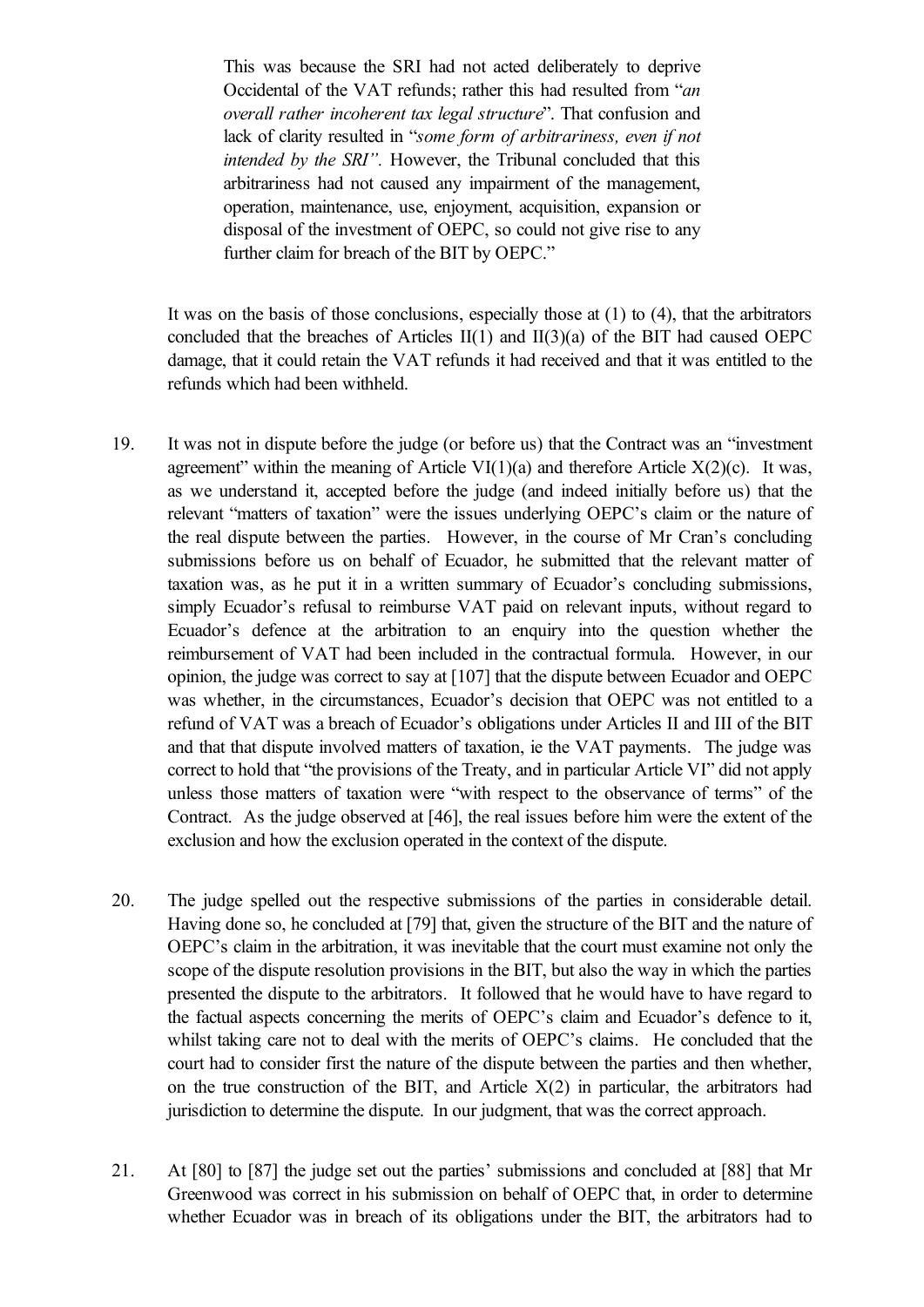> This was because the SRI had not acted deliberately to deprive Occidental of the VAT refunds; rather this had resulted from "*an overall rather incoherent tax legal structure*". That confusion and lack of clarity resulted in "*some form of arbitrariness, even if not intended by the SRI"*. However, the Tribunal concluded that this arbitrariness had not caused any impairment of the management, operation, maintenance, use, enjoyment, acquisition, expansion or disposal of the investment of OEPC, so could not give rise to any further claim for breach of the BIT by OEPC."

It was on the basis of those conclusions, especially those at (1) to (4), that the arbitrators concluded that the breaches of Articles II(1) and II(3)(a) of the BIT had caused OEPC damage, that it could retain the VAT refunds it had received and that it was entitled to the refunds which had been withheld.

19. It was not in dispute before the judge (or before us) that the Contract was an "investment agreement" within the meaning of Article VI(1)(a) and therefore Article X(2)(c). It was, as we understand it, accepted before the judge (and indeed initially before us) that the relevant "matters of taxation" were the issues underlying OEPC's claim or the nature of the real dispute between the parties. However, in the course of Mr Cran's concluding submissions before us on behalf of Ecuador, he submitted that the relevant matter of taxation was, as he put it in a written summary of Ecuador's concluding submissions, simply Ecuador's refusal to reimburse VAT paid on relevant inputs, without regard to Ecuador's defence at the arbitration to an enquiry into the question whether the reimbursement of VAT had been included in the contractual formula. However, in our opinion, the judge was correct to say at [107] that the dispute between Ecuador and OEPC was whether, in the circumstances, Ecuador's decision that OEPC was not entitled to a refund of VAT was a breach of Ecuador's obligations under Articles II and III of the BIT and that that dispute involved matters of taxation, ie the VAT payments. The judge was correct to hold that "the provisions of the Treaty, and in particular Article VI" did not apply unless those matters of taxation were "with respect to the observance of terms" of the Contract. As the judge observed at [46], the real issues before him were the extent of the exclusion and how the exclusion operated in the context of the dispute.

20. The judge spelled out the respective submissions of the parties in considerable detail. Having done so, he concluded at [79] that, given the structure of the BIT and the nature of OEPC's claim in the arbitration, it was inevitable that the court must examine not only the scope of the dispute resolution provisions in the BIT, but also the way in which the parties presented the dispute to the arbitrators. It followed that he would have to have regard to the factual aspects concerning the merits of OEPC's claim and Ecuador's defence to it, whilst taking care not to deal with the merits of OEPC's claims. He concluded that the court had to consider first the nature of the dispute between the parties and then whether, on the true construction of the BIT, and Article X(2) in particular, the arbitrators had jurisdiction to determine the dispute. In our judgment, that was the correct approach.

21. At [80] to [87] the judge set out the parties' submissions and concluded at [88] that Mr Greenwood was correct in his submission on behalf of OEPC that, in order to determine whether Ecuador was in breach of its obligations under the BIT, the arbitrators had to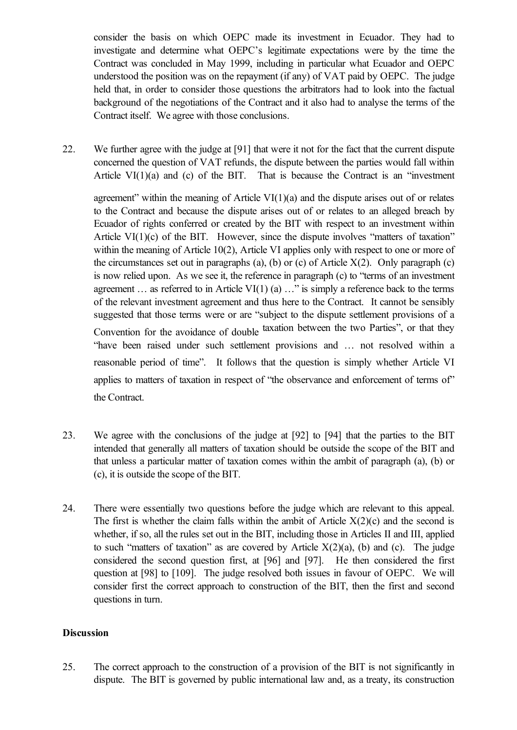consider the basis on which OEPC made its investment in Ecuador. They had to investigate and determine what OEPC's legitimate expectations were by the time the Contract was concluded in May 1999, including in particular what Ecuador and OEPC understood the position was on the repayment (if any) of VAT paid by OEPC. The judge held that, in order to consider those questions the arbitrators had to look into the factual background of the negotiations of the Contract and it also had to analyse the terms of the Contract itself. We agree with those conclusions.

22. We further agree with the judge at [91] that were it not for the fact that the current dispute concerned the question of VAT refunds, the dispute between the parties would fall within Article VI(1)(a) and (c) of the BIT. That is because the Contract is an "investment agreement" within the meaning of Article VI(1)(a) and the dispute arises out of or relates to the Contract and because the dispute arises out of or relates to an alleged breach by Ecuador of rights conferred or created by the BIT with respect to an investment within Article VI(1)(c) of the BIT. However, since the dispute involves "matters of taxation" within the meaning of Article 10(2), Article VI applies only with respect to one or more of the circumstances set out in paragraphs (a), (b) or (c) of Article X(2). Only paragraph (c) is now relied upon. As we see it, the reference in paragraph (c) to "terms of an investment agreement … as referred to in Article VI(1) (a) …" is simply a reference back to the terms of the relevant investment agreement and thus here to the Contract. It cannot be sensibly suggested that those terms were or are "subject to the dispute settlement provisions of a Convention for the avoidance of double taxation between the two Parties", or that they "have been raised under such settlement provisions and … not resolved within a reasonable period of time". It follows that the question is simply whether Article VI applies to matters of taxation in respect of "the observance and enforcement of terms of" the Contract.

23. We agree with the conclusions of the judge at [92] to [94] that the parties to the BIT intended that generally all matters of taxation should be outside the scope of the BIT and that unless a particular matter of taxation comes within the ambit of paragraph (a), (b) or (c), it is outside the scope of the BIT.

24. There were essentially two questions before the judge which are relevant to this appeal. The first is whether the claim falls within the ambit of Article X(2)(c) and the second is whether, if so, all the rules set out in the BIT, including those in Articles II and III, applied to such "matters of taxation" as are covered by Article X(2)(a), (b) and (c). The judge considered the second question first, at [96] and [97]. He then considered the first question at [98] to [109]. The judge resolved both issues in favour of OEPC. We will consider first the correct approach to construction of the BIT, then the first and second questions in turn.

## Discussion

25. The correct approach to the construction of a provision of the BIT is not significantly in dispute. The BIT is governed by public international law and, as a treaty, its construction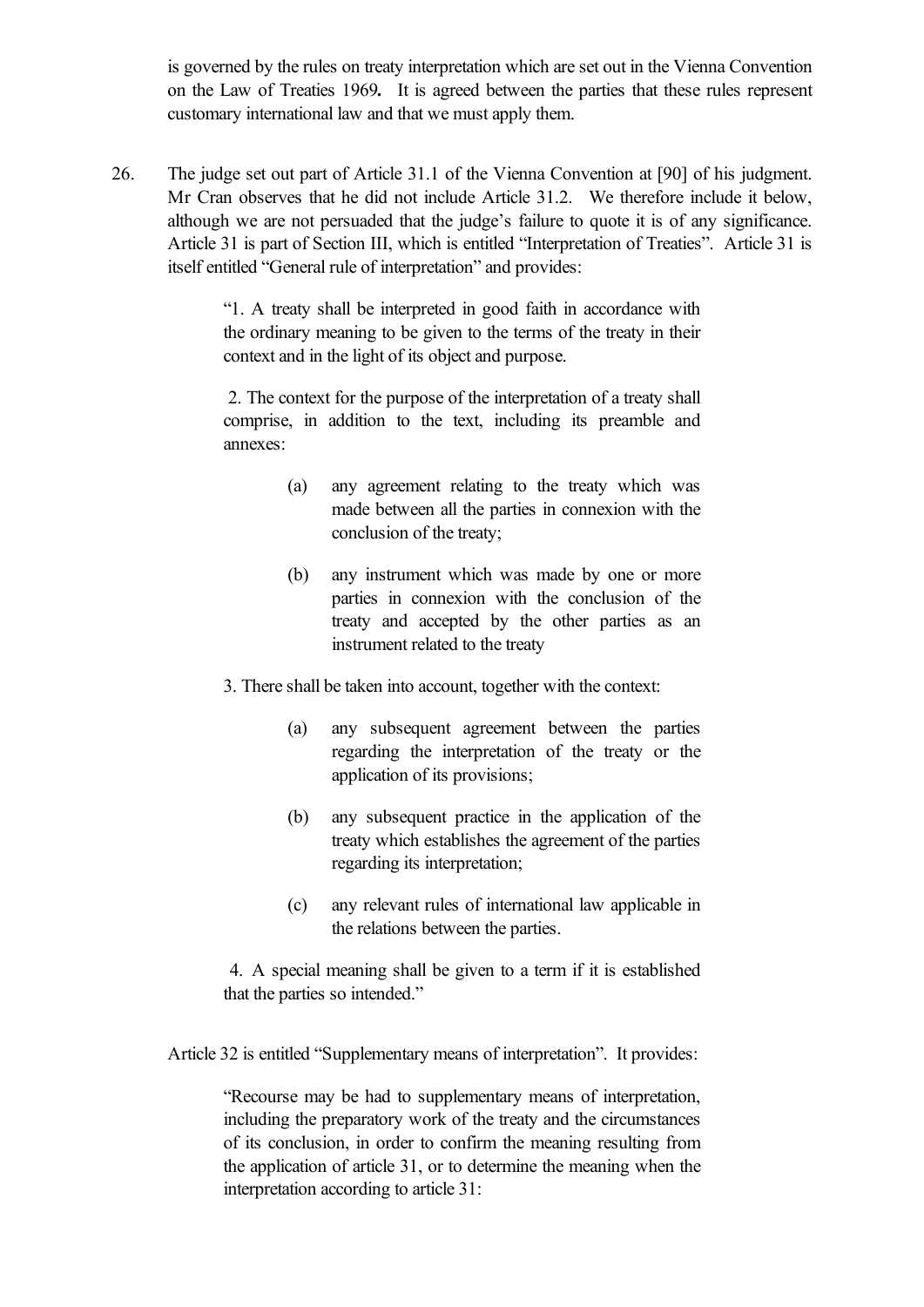is governed by the rules on treaty interpretation which are set out in the Vienna Convention on the Law of Treaties 1969**.** It is agreed between the parties that these rules represent customary international law and that we must apply them.

26. The judge set out part of Article 31.1 of the Vienna Convention at [90] of his judgment. Mr Cran observes that he did not include Article 31.2. We therefore include it below, although we are not persuaded that the judge's failure to quote it is of any significance. Article 31 is part of Section III, which is entitled "Interpretation of Treaties". Article 31 is itself entitled "General rule of interpretation" and provides:

> "1. A treaty shall be interpreted in good faith in accordance with the ordinary meaning to be given to the terms of the treaty in their context and in the light of its object and purpose.
>
> 2. The context for the purpose of the interpretation of a treaty shall comprise, in addition to the text, including its preamble and annexes:
>
> (a) any agreement relating to the treaty which was made between all the parties in connexion with the conclusion of the treaty;
>
> (b) any instrument which was made by one or more parties in connexion with the conclusion of the treaty and accepted by the other parties as an instrument related to the treaty
>
> 3. There shall be taken into account, together with the context:
>
> (a) any subsequent agreement between the parties regarding the interpretation of the treaty or the application of its provisions;
>
> (b) any subsequent practice in the application of the treaty which establishes the agreement of the parties regarding its interpretation;
>
> (c) any relevant rules of international law applicable in the relations between the parties.
>
> 4. A special meaning shall be given to a term if it is established that the parties so intended."

Article 32 is entitled "Supplementary means of interpretation". It provides:

> "Recourse may be had to supplementary means of interpretation, including the preparatory work of the treaty and the circumstances of its conclusion, in order to confirm the meaning resulting from the application of article 31, or to determine the meaning when the interpretation according to article 31: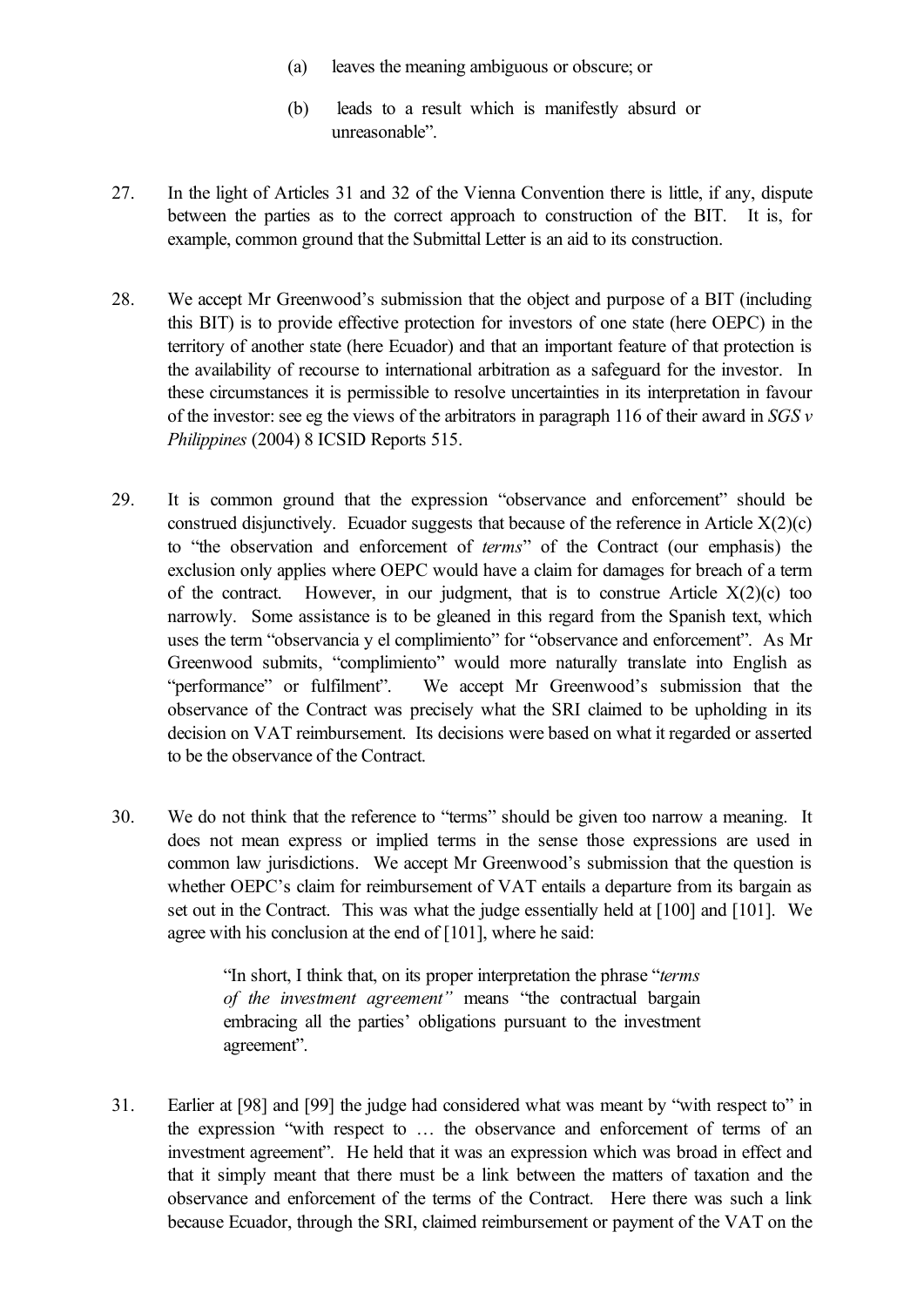(a) leaves the meaning ambiguous or obscure; or

(b) leads to a result which is manifestly absurd or unreasonable".

27. In the light of Articles 31 and 32 of the Vienna Convention there is little, if any, dispute between the parties as to the correct approach to construction of the BIT. It is, for example, common ground that the Submittal Letter is an aid to its construction.

28. We accept Mr Greenwood's submission that the object and purpose of a BIT (including this BIT) is to provide effective protection for investors of one state (here OEPC) in the territory of another state (here Ecuador) and that an important feature of that protection is the availability of recourse to international arbitration as a safeguard for the investor. In these circumstances it is permissible to resolve uncertainties in its interpretation in favour of the investor: see eg the views of the arbitrators in paragraph 116 of their award in *SGS v Philippines* (2004) 8 ICSID Reports 515.

29. It is common ground that the expression "observance and enforcement" should be construed disjunctively. Ecuador suggests that because of the reference in Article X(2)(c) to "the observation and enforcement of *terms*" of the Contract (our emphasis) the exclusion only applies where OEPC would have a claim for damages for breach of a term of the contract. However, in our judgment, that is to construe Article X(2)(c) too narrowly. Some assistance is to be gleaned in this regard from the Spanish text, which uses the term "observancia y el complimiento" for "observance and enforcement". As Mr Greenwood submits, "complimiento" would more naturally translate into English as "performance" or fulfilment". We accept Mr Greenwood's submission that the observance of the Contract was precisely what the SRI claimed to be upholding in its decision on VAT reimbursement. Its decisions were based on what it regarded or asserted to be the observance of the Contract.

30. We do not think that the reference to "terms" should be given too narrow a meaning. It does not mean express or implied terms in the sense those expressions are used in common law jurisdictions. We accept Mr Greenwood's submission that the question is whether OEPC's claim for reimbursement of VAT entails a departure from its bargain as set out in the Contract. This was what the judge essentially held at [100] and [101]. We agree with his conclusion at the end of [101], where he said:

> "In short, I think that, on its proper interpretation the phrase "*terms of the investment agreement"* means "the contractual bargain embracing all the parties' obligations pursuant to the investment agreement".

31. Earlier at [98] and [99] the judge had considered what was meant by "with respect to" in the expression "with respect to … the observance and enforcement of terms of an investment agreement". He held that it was an expression which was broad in effect and that it simply meant that there must be a link between the matters of taxation and the observance and enforcement of the terms of the Contract. Here there was such a link because Ecuador, through the SRI, claimed reimbursement or payment of the VAT on the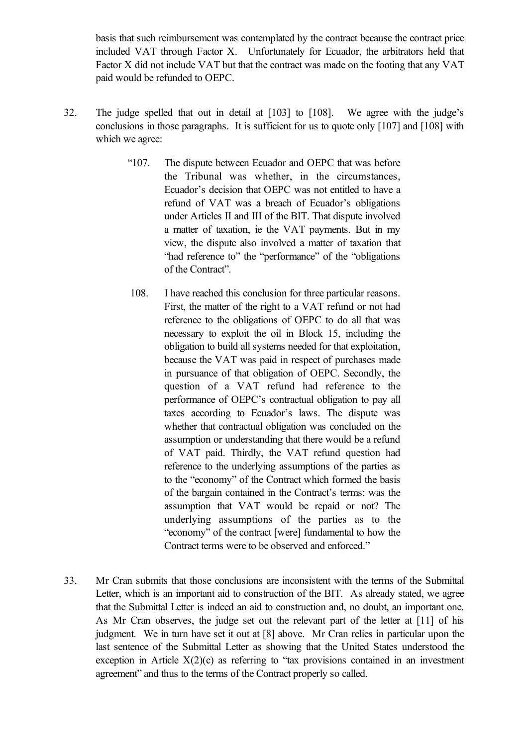basis that such reimbursement was contemplated by the contract because the contract price included VAT through Factor X. Unfortunately for Ecuador, the arbitrators held that Factor X did not include VAT but that the contract was made on the footing that any VAT paid would be refunded to OEPC.

32. The judge spelled that out in detail at [103] to [108]. We agree with the judge's conclusions in those paragraphs. It is sufficient for us to quote only [107] and [108] with which we agree:

> "107. The dispute between Ecuador and OEPC that was before the Tribunal was whether, in the circumstances, Ecuador's decision that OEPC was not entitled to have a refund of VAT was a breach of Ecuador's obligations under Articles II and III of the BIT. That dispute involved a matter of taxation, ie the VAT payments. But in my view, the dispute also involved a matter of taxation that "had reference to" the "performance" of the "obligations of the Contract".
>
> 108. I have reached this conclusion for three particular reasons. First, the matter of the right to a VAT refund or not had reference to the obligations of OEPC to do all that was necessary to exploit the oil in Block 15, including the obligation to build all systems needed for that exploitation, because the VAT was paid in respect of purchases made in pursuance of that obligation of OEPC. Secondly, the question of a VAT refund had reference to the performance of OEPC's contractual obligation to pay all taxes according to Ecuador's laws. The dispute was whether that contractual obligation was concluded on the assumption or understanding that there would be a refund of VAT paid. Thirdly, the VAT refund question had reference to the underlying assumptions of the parties as to the "economy" of the Contract which formed the basis of the bargain contained in the Contract's terms: was the assumption that VAT would be repaid or not? The underlying assumptions of the parties as to the "economy" of the contract [were] fundamental to how the Contract terms were to be observed and enforced."

33. Mr Cran submits that those conclusions are inconsistent with the terms of the Submittal Letter, which is an important aid to construction of the BIT. As already stated, we agree that the Submittal Letter is indeed an aid to construction and, no doubt, an important one. As Mr Cran observes, the judge set out the relevant part of the letter at [11] of his judgment. We in turn have set it out at [8] above. Mr Cran relies in particular upon the last sentence of the Submittal Letter as showing that the United States understood the exception in Article X(2)(c) as referring to "tax provisions contained in an investment agreement" and thus to the terms of the Contract properly so called.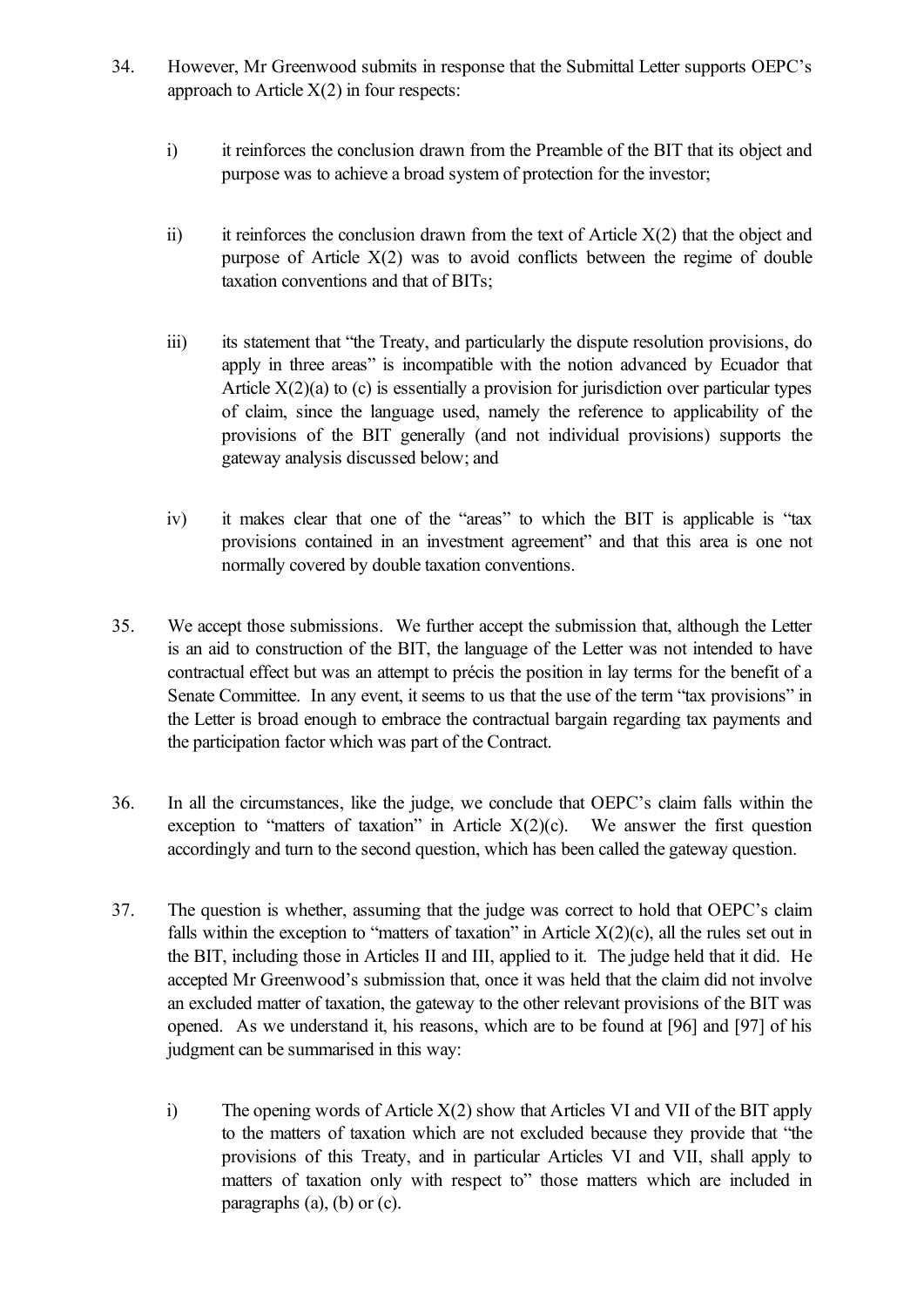34. However, Mr Greenwood submits in response that the Submittal Letter supports OEPC's approach to Article X(2) in four respects:

    i) it reinforces the conclusion drawn from the Preamble of the BIT that its object and purpose was to achieve a broad system of protection for the investor;

    ii) it reinforces the conclusion drawn from the text of Article X(2) that the object and purpose of Article X(2) was to avoid conflicts between the regime of double taxation conventions and that of BITs;

    iii) its statement that "the Treaty, and particularly the dispute resolution provisions, do apply in three areas" is incompatible with the notion advanced by Ecuador that Article X(2)(a) to (c) is essentially a provision for jurisdiction over particular types of claim, since the language used, namely the reference to applicability of the provisions of the BIT generally (and not individual provisions) supports the gateway analysis discussed below; and

    iv) it makes clear that one of the "areas" to which the BIT is applicable is "tax provisions contained in an investment agreement" and that this area is one not normally covered by double taxation conventions.

35. We accept those submissions. We further accept the submission that, although the Letter is an aid to construction of the BIT, the language of the Letter was not intended to have contractual effect but was an attempt to précis the position in lay terms for the benefit of a Senate Committee. In any event, it seems to us that the use of the term "tax provisions" in the Letter is broad enough to embrace the contractual bargain regarding tax payments and the participation factor which was part of the Contract.

36. In all the circumstances, like the judge, we conclude that OEPC's claim falls within the exception to "matters of taxation" in Article X(2)(c). We answer the first question accordingly and turn to the second question, which has been called the gateway question.

37. The question is whether, assuming that the judge was correct to hold that OEPC's claim falls within the exception to "matters of taxation" in Article X(2)(c), all the rules set out in the BIT, including those in Articles II and III, applied to it. The judge held that it did. He accepted Mr Greenwood's submission that, once it was held that the claim did not involve an excluded matter of taxation, the gateway to the other relevant provisions of the BIT was opened. As we understand it, his reasons, which are to be found at [96] and [97] of his judgment can be summarised in this way:

    i) The opening words of Article X(2) show that Articles VI and VII of the BIT apply to the matters of taxation which are not excluded because they provide that "the provisions of this Treaty, and in particular Articles VI and VII, shall apply to matters of taxation only with respect to" those matters which are included in paragraphs (a), (b) or (c).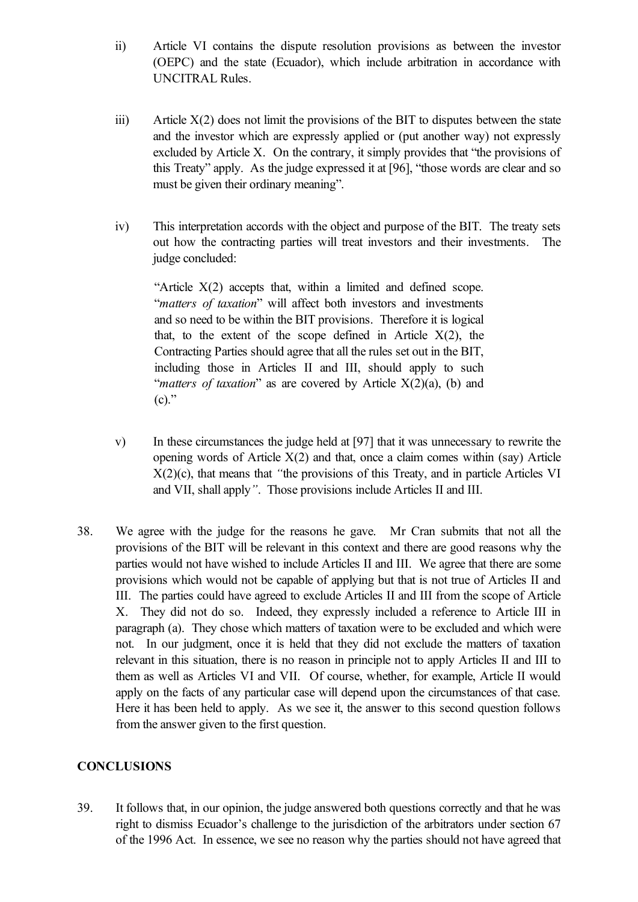ii) Article VI contains the dispute resolution provisions as between the investor (OEPC) and the state (Ecuador), which include arbitration in accordance with UNCITRAL Rules.

iii) Article X(2) does not limit the provisions of the BIT to disputes between the state and the investor which are expressly applied or (put another way) not expressly excluded by Article X. On the contrary, it simply provides that "the provisions of this Treaty" apply. As the judge expressed it at [96], "those words are clear and so must be given their ordinary meaning".

iv) This interpretation accords with the object and purpose of the BIT. The treaty sets out how the contracting parties will treat investors and their investments. The judge concluded:

> "Article X(2) accepts that, within a limited and defined scope. "*matters of taxation*" will affect both investors and investments and so need to be within the BIT provisions. Therefore it is logical that, to the extent of the scope defined in Article X(2), the Contracting Parties should agree that all the rules set out in the BIT, including those in Articles II and III, should apply to such "*matters of taxation*" as are covered by Article X(2)(a), (b) and (c)."

v) In these circumstances the judge held at [97] that it was unnecessary to rewrite the opening words of Article X(2) and that, once a claim comes within (say) Article X(2)(c), that means that *"the provisions of this Treaty, and in particle Articles VI and VII, shall apply"*. Those provisions include Articles II and III.

38. We agree with the judge for the reasons he gave. Mr Cran submits that not all the provisions of the BIT will be relevant in this context and there are good reasons why the parties would not have wished to include Articles II and III. We agree that there are some provisions which would not be capable of applying but that is not true of Articles II and III. The parties could have agreed to exclude Articles II and III from the scope of Article X. They did not do so. Indeed, they expressly included a reference to Article III in paragraph (a). They chose which matters of taxation were to be excluded and which were not. In our judgment, once it is held that they did not exclude the matters of taxation relevant in this situation, there is no reason in principle not to apply Articles II and III to them as well as Articles VI and VII. Of course, whether, for example, Article II would apply on the facts of any particular case will depend upon the circumstances of that case. Here it has been held to apply. As we see it, the answer to this second question follows from the answer given to the first question.

## CONCLUSIONS

39. It follows that, in our opinion, the judge answered both questions correctly and that he was right to dismiss Ecuador's challenge to the jurisdiction of the arbitrators under section 67 of the 1996 Act. In essence, we see no reason why the parties should not have agreed that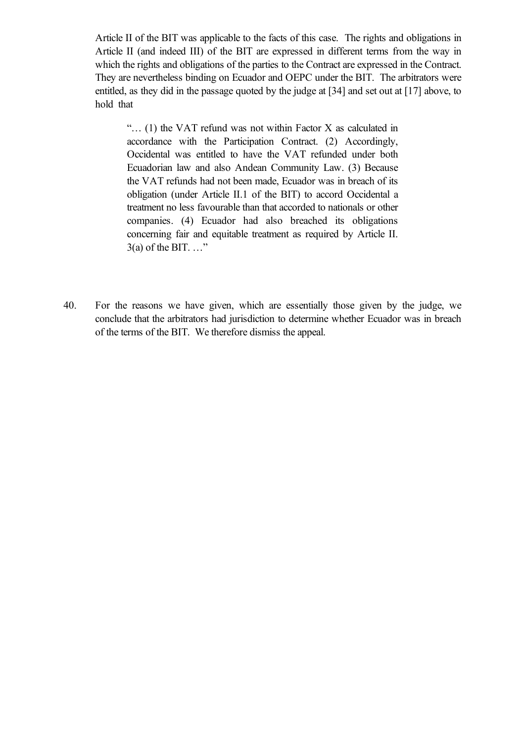Article II of the BIT was applicable to the facts of this case. The rights and obligations in Article II (and indeed III) of the BIT are expressed in different terms from the way in which the rights and obligations of the parties to the Contract are expressed in the Contract. They are nevertheless binding on Ecuador and OEPC under the BIT. The arbitrators were entitled, as they did in the passage quoted by the judge at [34] and set out at [17] above, to hold that

> "… (1) the VAT refund was not within Factor X as calculated in accordance with the Participation Contract. (2) Accordingly, Occidental was entitled to have the VAT refunded under both Ecuadorian law and also Andean Community Law. (3) Because the VAT refunds had not been made, Ecuador was in breach of its obligation (under Article II.1 of the BIT) to accord Occidental a treatment no less favourable than that accorded to nationals or other companies. (4) Ecuador had also breached its obligations concerning fair and equitable treatment as required by Article II. 3(a) of the BIT. …"

40. For the reasons we have given, which are essentially those given by the judge, we conclude that the arbitrators had jurisdiction to determine whether Ecuador was in breach of the terms of the BIT. We therefore dismiss the appeal.